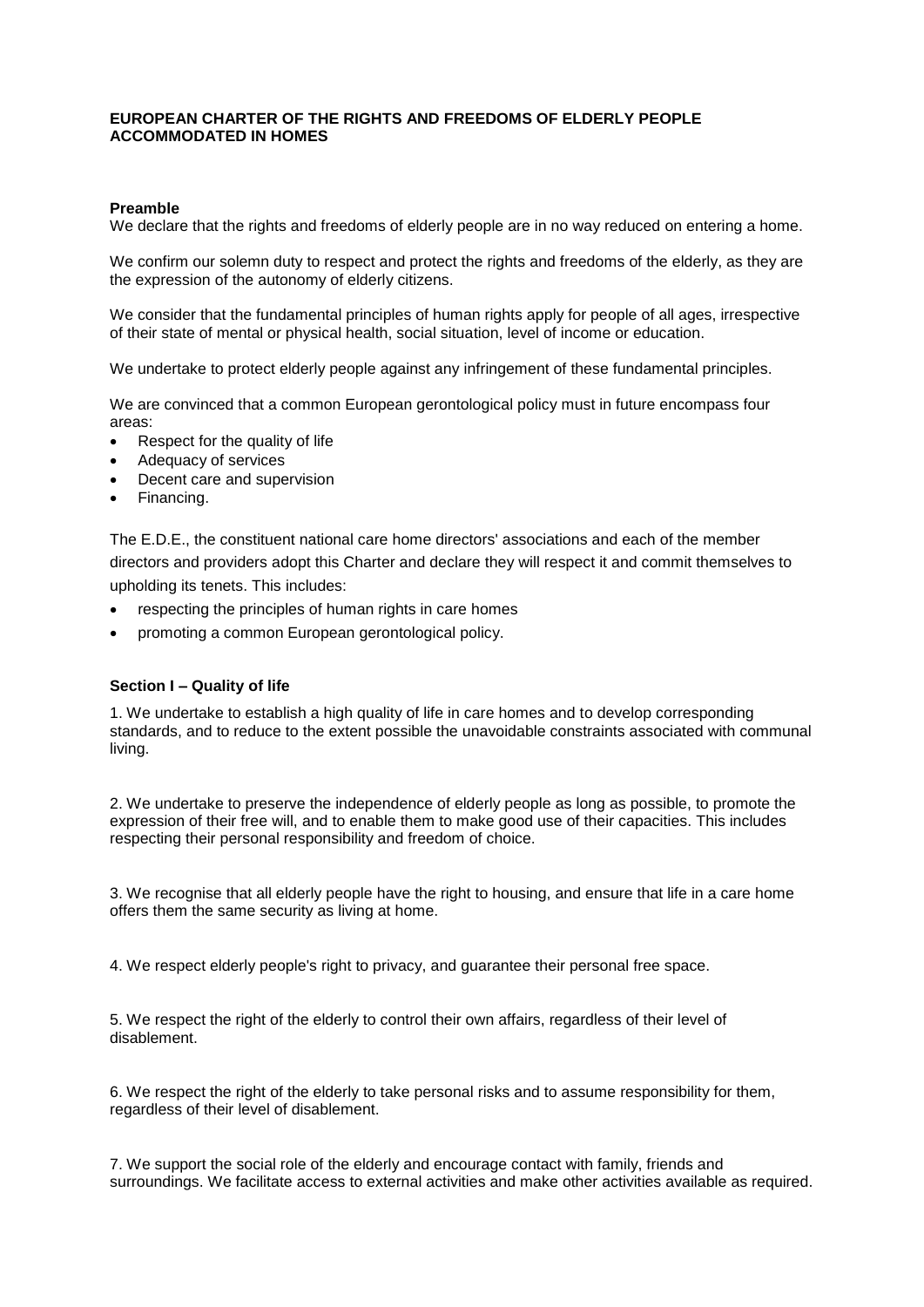# EUROPEAN CHARTER OF THE RIGHTS AND FREEDOMS OF ELDERLY PEOPLE ACCOMMODATED IN HOMES

## Preamble

We declare that the rights and freedoms of elderly people are in no way reduced on entering a home.

We confirm our solemn duty to respect and protect the rights and freedoms of the elderly, as they are the expression of the autonomy of elderly citizens.

We consider that the fundamental principles of human rights apply for people of all ages, irrespective of their state of mental or physical health, social situation, level of income or education.

We undertake to protect elderly people against any infringement of these fundamental principles.

We are convinced that a common European gerontological policy must in future encompass four areas:

- Respect for the quality of life
- Adequacy of services
- Decent care and supervision
- Financing.

The E.D.E., the constituent national care home directors' associations and each of the member directors and providers adopt this Charter and declare they will respect it and commit themselves to upholding its tenets. This includes:

- respecting the principles of human rights in care homes
- promoting a common European gerontological policy.

## Section I – Quality of life

1. We undertake to establish a high quality of life in care homes and to develop corresponding standards, and to reduce to the extent possible the unavoidable constraints associated with communal living.

2. We undertake to preserve the independence of elderly people as long as possible, to promote the expression of their free will, and to enable them to make good use of their capacities. This includes respecting their personal responsibility and freedom of choice.

3. We recognise that all elderly people have the right to housing, and ensure that life in a care home offers them the same security as living at home.

4. We respect elderly people's right to privacy, and guarantee their personal free space.

5. We respect the right of the elderly to control their own affairs, regardless of their level of disablement.

6. We respect the right of the elderly to take personal risks and to assume responsibility for them, regardless of their level of disablement.

7. We support the social role of the elderly and encourage contact with family, friends and surroundings. We facilitate access to external activities and make other activities available as required.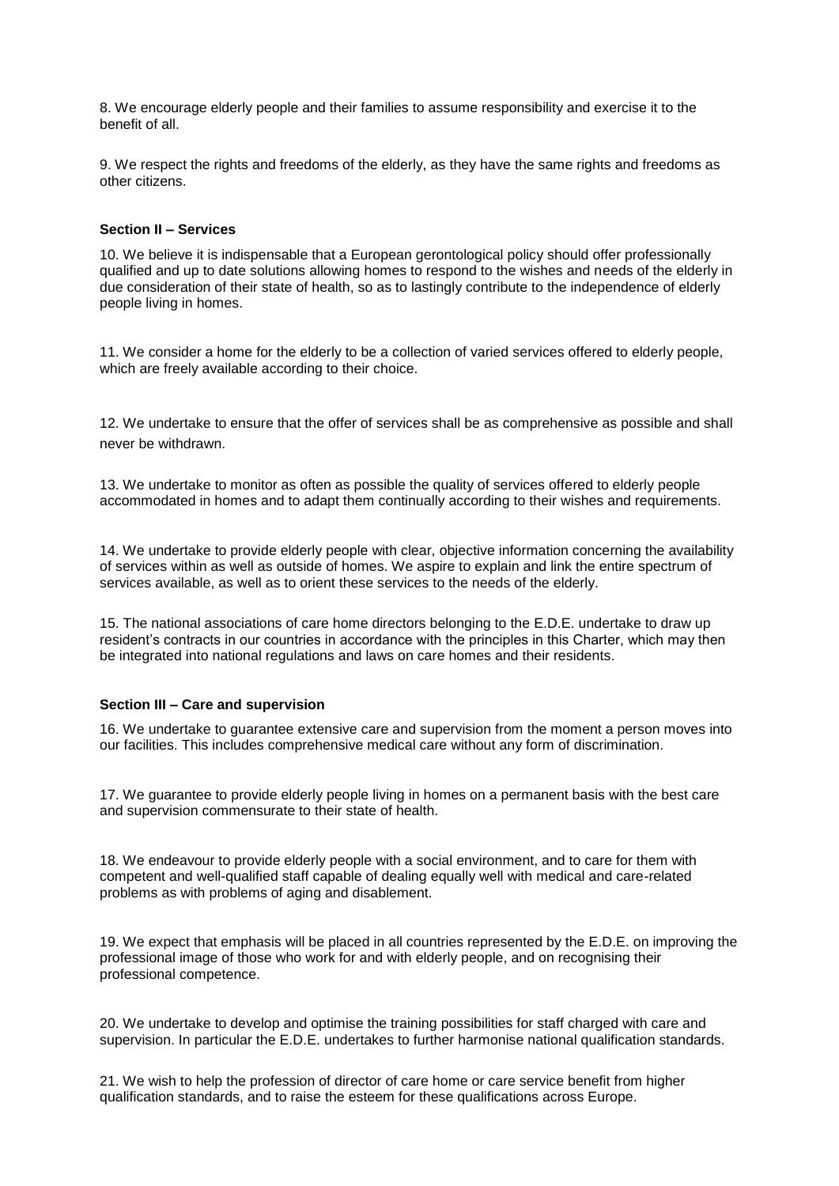8. We encourage elderly people and their families to assume responsibility and exercise it to the benefit of all.

9. We respect the rights and freedoms of the elderly, as they have the same rights and freedoms as other citizens.

### Section II – Services

10. We believe it is indispensable that a European gerontological policy should offer professionally qualified and up to date solutions allowing homes to respond to the wishes and needs of the elderly in due consideration of their state of health, so as to lastingly contribute to the independence of elderly people living in homes.

11. We consider a home for the elderly to be a collection of varied services offered to elderly people, which are freely available according to their choice.

12. We undertake to ensure that the offer of services shall be as comprehensive as possible and shall never be withdrawn.

13. We undertake to monitor as often as possible the quality of services offered to elderly people accommodated in homes and to adapt them continually according to their wishes and requirements.

14. We undertake to provide elderly people with clear, objective information concerning the availability of services within as well as outside of homes. We aspire to explain and link the entire spectrum of services available, as well as to orient these services to the needs of the elderly.

15. The national associations of care home directors belonging to the E.D.E. undertake to draw up resident's contracts in our countries in accordance with the principles in this Charter, which may then be integrated into national regulations and laws on care homes and their residents.

### Section III – Care and supervision

16. We undertake to guarantee extensive care and supervision from the moment a person moves into our facilities. This includes comprehensive medical care without any form of discrimination.

17. We guarantee to provide elderly people living in homes on a permanent basis with the best care and supervision commensurate to their state of health.

18. We endeavour to provide elderly people with a social environment, and to care for them with competent and well-qualified staff capable of dealing equally well with medical and care-related problems as with problems of aging and disablement.

19. We expect that emphasis will be placed in all countries represented by the E.D.E. on improving the professional image of those who work for and with elderly people, and on recognising their professional competence.

20. We undertake to develop and optimise the training possibilities for staff charged with care and supervision. In particular the E.D.E. undertakes to further harmonise national qualification standards.

21. We wish to help the profession of director of care home or care service benefit from higher qualification standards, and to raise the esteem for these qualifications across Europe.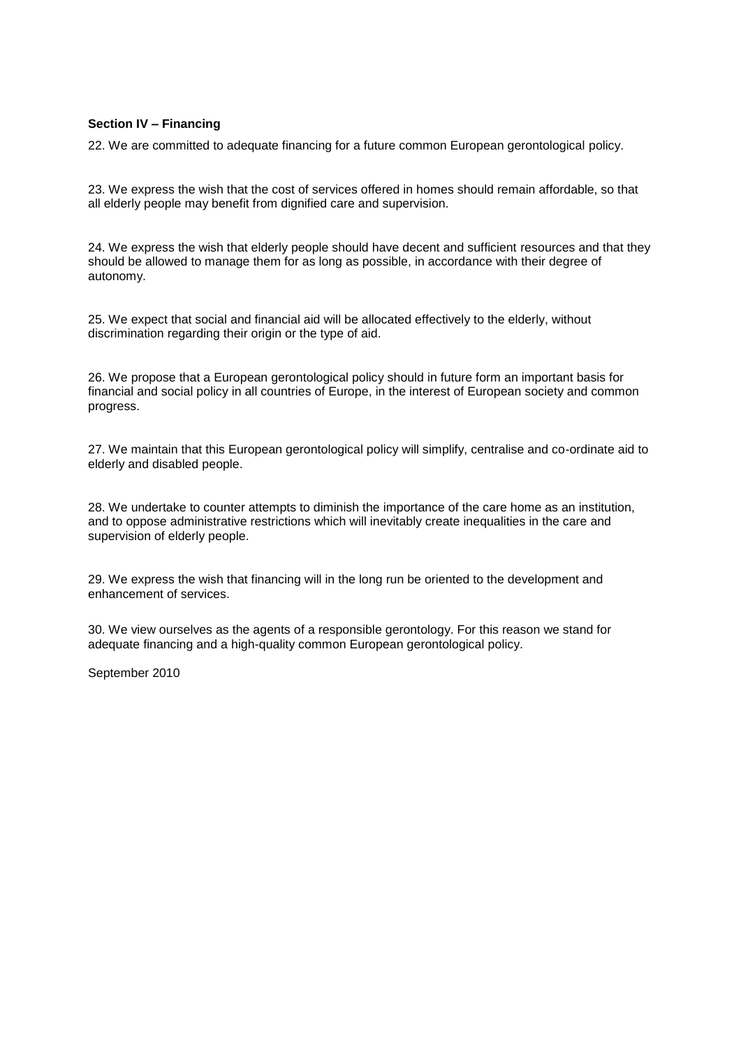**Section IV – Financing**

22. We are committed to adequate financing for a future common European gerontological policy.

23. We express the wish that the cost of services offered in homes should remain affordable, so that all elderly people may benefit from dignified care and supervision.

24. We express the wish that elderly people should have decent and sufficient resources and that they should be allowed to manage them for as long as possible, in accordance with their degree of autonomy.

25. We expect that social and financial aid will be allocated effectively to the elderly, without discrimination regarding their origin or the type of aid.

26. We propose that a European gerontological policy should in future form an important basis for financial and social policy in all countries of Europe, in the interest of European society and common progress.

27. We maintain that this European gerontological policy will simplify, centralise and co-ordinate aid to elderly and disabled people.

28. We undertake to counter attempts to diminish the importance of the care home as an institution, and to oppose administrative restrictions which will inevitably create inequalities in the care and supervision of elderly people.

29. We express the wish that financing will in the long run be oriented to the development and enhancement of services.

30. We view ourselves as the agents of a responsible gerontology. For this reason we stand for adequate financing and a high-quality common European gerontological policy.

September 2010